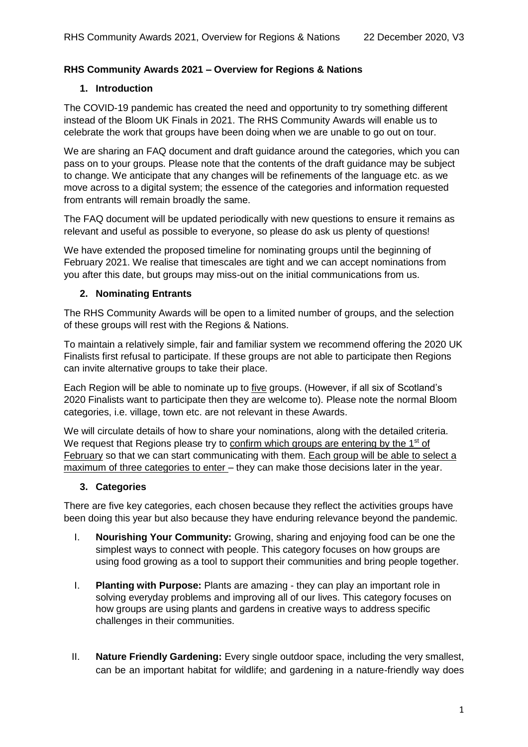**RHS Community Awards 2021 – Overview for Regions & Nations**

## 1. Introduction

The COVID-19 pandemic has created the need and opportunity to try something different instead of the Bloom UK Finals in 2021. The RHS Community Awards will enable us to celebrate the work that groups have been doing when we are unable to go out on tour.

We are sharing an FAQ document and draft guidance around the categories, which you can pass on to your groups. Please note that the contents of the draft guidance may be subject to change. We anticipate that any changes will be refinements of the language etc. as we move across to a digital system; the essence of the categories and information requested from entrants will remain broadly the same.

The FAQ document will be updated periodically with new questions to ensure it remains as relevant and useful as possible to everyone, so please do ask us plenty of questions!

We have extended the proposed timeline for nominating groups until the beginning of February 2021. We realise that timescales are tight and we can accept nominations from you after this date, but groups may miss-out on the initial communications from us.

## 2. Nominating Entrants

The RHS Community Awards will be open to a limited number of groups, and the selection of these groups will rest with the Regions & Nations.

To maintain a relatively simple, fair and familiar system we recommend offering the 2020 UK Finalists first refusal to participate. If these groups are not able to participate then Regions can invite alternative groups to take their place.

Each Region will be able to nominate up to five groups. (However, if all six of Scotland's 2020 Finalists want to participate then they are welcome to). Please note the normal Bloom categories, i.e. village, town etc. are not relevant in these Awards.

We will circulate details of how to share your nominations, along with the detailed criteria. We request that Regions please try to confirm which groups are entering by the 1st of February so that we can start communicating with them. Each group will be able to select a maximum of three categories to enter – they can make those decisions later in the year.

## 3. Categories

There are five key categories, each chosen because they reflect the activities groups have been doing this year but also because they have enduring relevance beyond the pandemic.

I. **Nourishing Your Community:** Growing, sharing and enjoying food can be one the simplest ways to connect with people. This category focuses on how groups are using food growing as a tool to support their communities and bring people together.

I. **Planting with Purpose:** Plants are amazing - they can play an important role in solving everyday problems and improving all of our lives. This category focuses on how groups are using plants and gardens in creative ways to address specific challenges in their communities.

II. **Nature Friendly Gardening:** Every single outdoor space, including the very smallest, can be an important habitat for wildlife; and gardening in a nature-friendly way does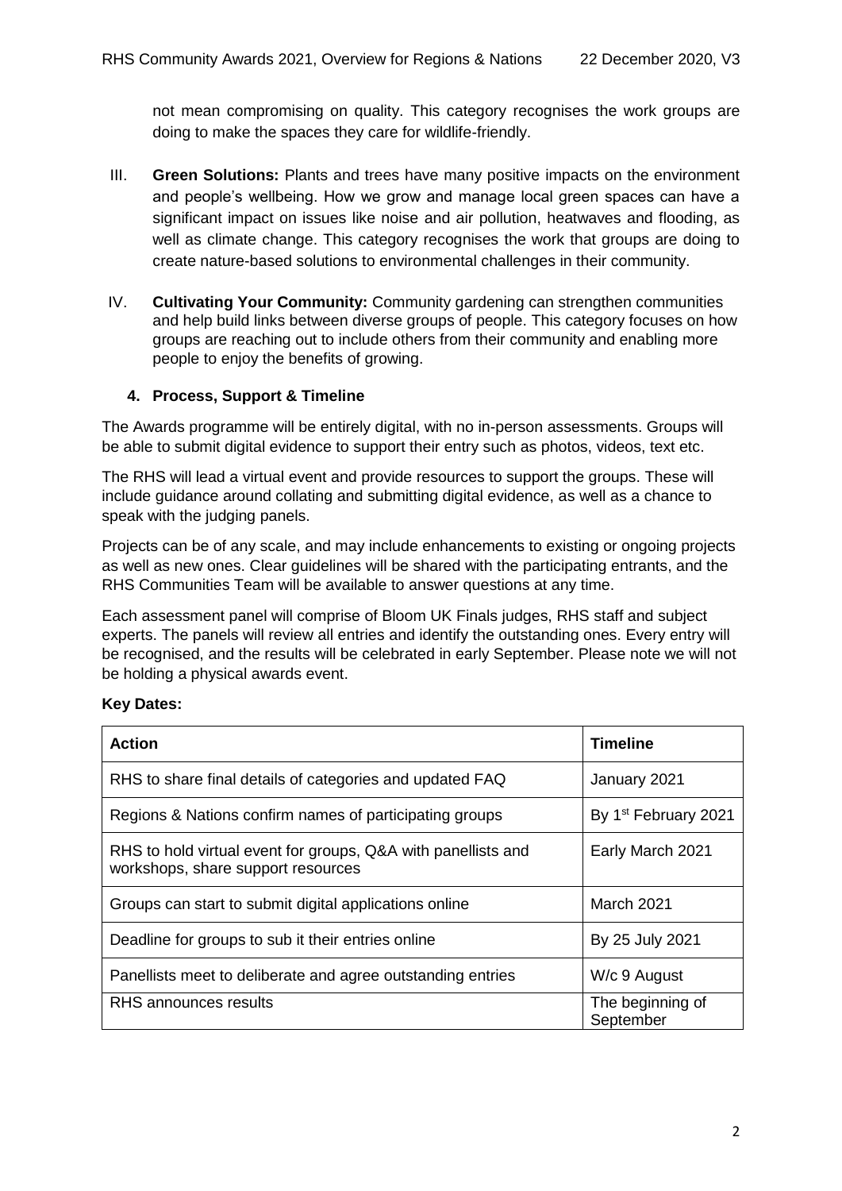not mean compromising on quality. This category recognises the work groups are doing to make the spaces they care for wildlife-friendly.

III. **Green Solutions:** Plants and trees have many positive impacts on the environment and people's wellbeing. How we grow and manage local green spaces can have a significant impact on issues like noise and air pollution, heatwaves and flooding, as well as climate change. This category recognises the work that groups are doing to create nature-based solutions to environmental challenges in their community.

IV. **Cultivating Your Community:** Community gardening can strengthen communities and help build links between diverse groups of people. This category focuses on how groups are reaching out to include others from their community and enabling more people to enjoy the benefits of growing.

### 4. Process, Support & Timeline

The Awards programme will be entirely digital, with no in-person assessments. Groups will be able to submit digital evidence to support their entry such as photos, videos, text etc.

The RHS will lead a virtual event and provide resources to support the groups. These will include guidance around collating and submitting digital evidence, as well as a chance to speak with the judging panels.

Projects can be of any scale, and may include enhancements to existing or ongoing projects as well as new ones. Clear guidelines will be shared with the participating entrants, and the RHS Communities Team will be available to answer questions at any time.

Each assessment panel will comprise of Bloom UK Finals judges, RHS staff and subject experts. The panels will review all entries and identify the outstanding ones. Every entry will be recognised, and the results will be celebrated in early September. Please note we will not be holding a physical awards event.

**Key Dates:**

| Action | Timeline |
|---|---|
| RHS to share final details of categories and updated FAQ | January 2021 |
| Regions & Nations confirm names of participating groups | By 1st February 2021 |
| RHS to hold virtual event for groups, Q&A with panellists and workshops, share support resources | Early March 2021 |
| Groups can start to submit digital applications online | March 2021 |
| Deadline for groups to sub it their entries online | By 25 July 2021 |
| Panellists meet to deliberate and agree outstanding entries | W/c 9 August |
| RHS announces results | The beginning of September |